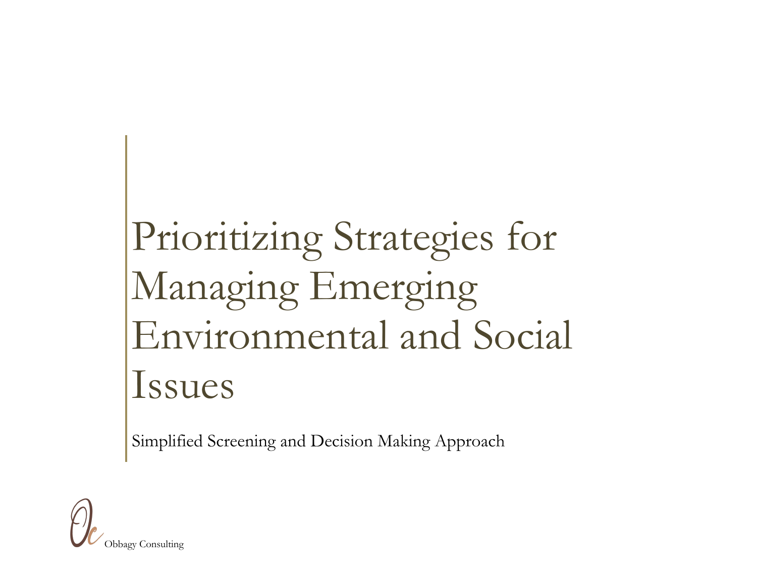# Prioritizing Strategies for Managing Emerging Environmental and Social Issues

Simplified Screening and Decision Making Approach

Obbagy Consulting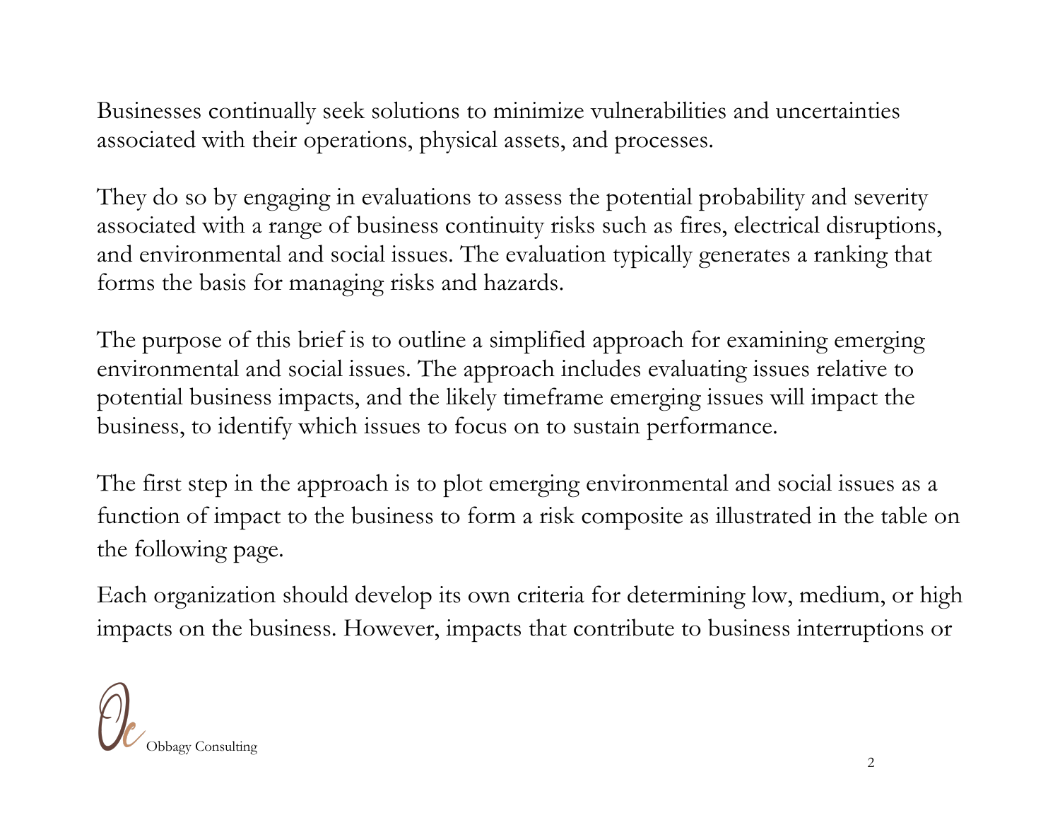Businesses continually seek solutions to minimize vulnerabilities and uncertainties associated with their operations, physical assets, and processes.

They do so by engaging in evaluations to assess the potential probability and severity associated with a range of business continuity risks such as fires, electrical disruptions, and environmental and social issues. The evaluation typically generates a ranking that forms the basis for managing risks and hazards.

The purpose of this brief is to outline a simplified approach for examining emerging environmental and social issues. The approach includes evaluating issues relative to potential business impacts, and the likely timeframe emerging issues will impact the business, to identify which issues to focus on to sustain performance.

The first step in the approach is to plot emerging environmental and social issues as a function of impact to the business to form a risk composite as illustrated in the table on the following page.

Each organization should develop its own criteria for determining low, medium, or high impacts on the business. However, impacts that contribute to business interruptions or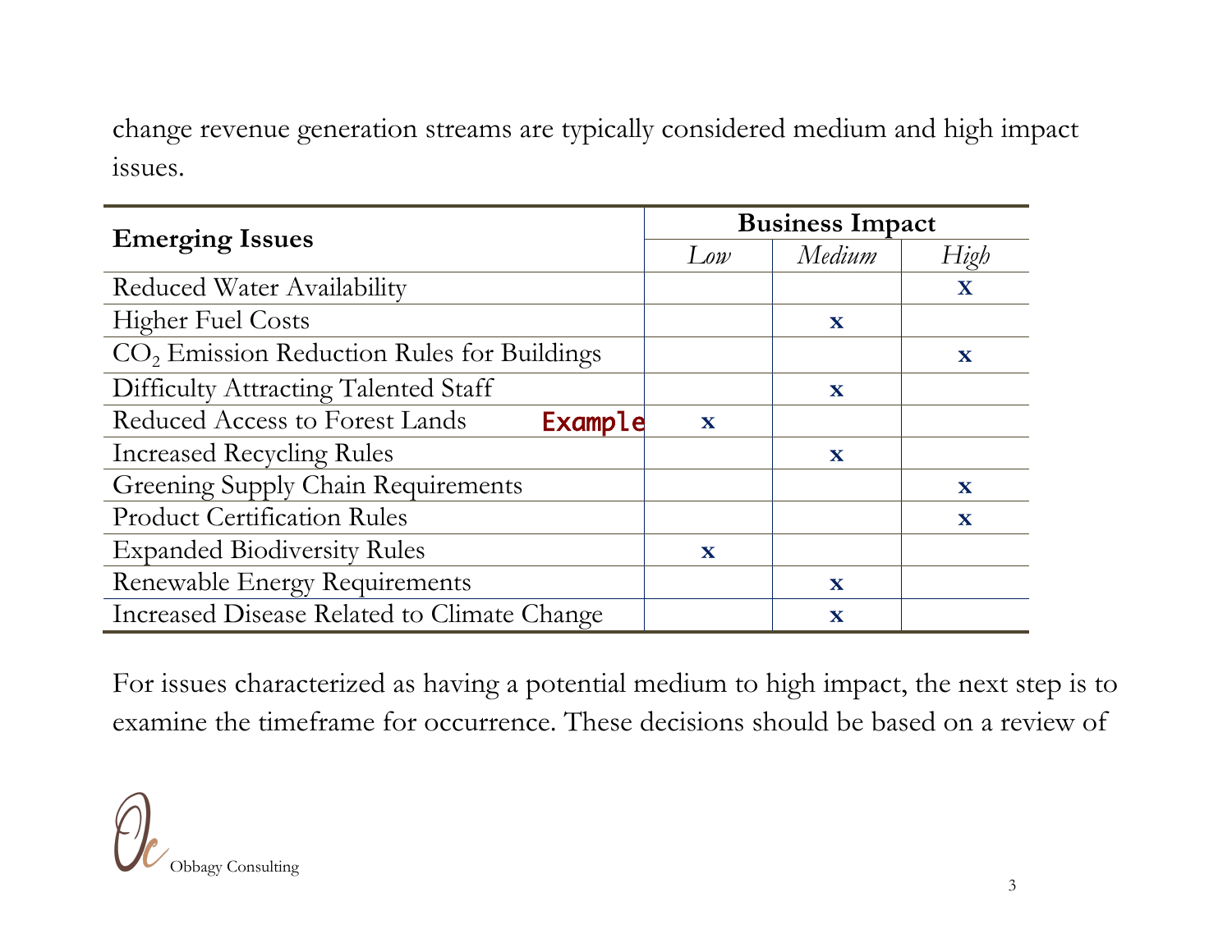change revenue generation streams are typically considered medium and high impact issues.

| Emerging Issues | Business Impact | | |
|---|---|---|---|
| | *Low* | *Medium* | *High* |
| Reduced Water Availability | | | X |
| Higher Fuel Costs | | x | |
| $CO_2$ Emission Reduction Rules for Buildings | | | x |
| Difficulty Attracting Talented Staff | | x | |
| Reduced Access to Forest Lands **Example** | x | | |
| Increased Recycling Rules | | x | |
| Greening Supply Chain Requirements | | | x |
| Product Certification Rules | | | x |
| Expanded Biodiversity Rules | x | | |
| Renewable Energy Requirements | | x | |
| Increased Disease Related to Climate Change | | x | |

For issues characterized as having a potential medium to high impact, the next step is to examine the timeframe for occurrence. These decisions should be based on a review of

Obbagy Consulting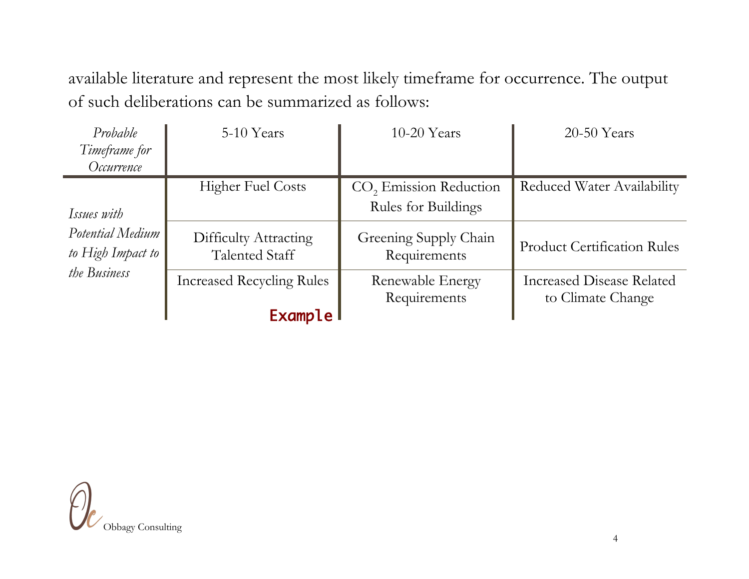available literature and represent the most likely timeframe for occurrence. The output of such deliberations can be summarized as follows:

| *Probable Timeframe for Occurrence* | 5-10 Years | 10-20 Years | 20-50 Years |
|---|---|---|---|
| *Issues with Potential Medium to High Impact to the Business* | Higher Fuel Costs | $CO_2$ Emission Reduction Rules for Buildings | Reduced Water Availability |
| | Difficulty Attracting Talented Staff | Greening Supply Chain Requirements | Product Certification Rules |
| | Increased Recycling Rules | Renewable Energy Requirements | Increased Disease Related to Climate Change |

Example

Obbagy Consulting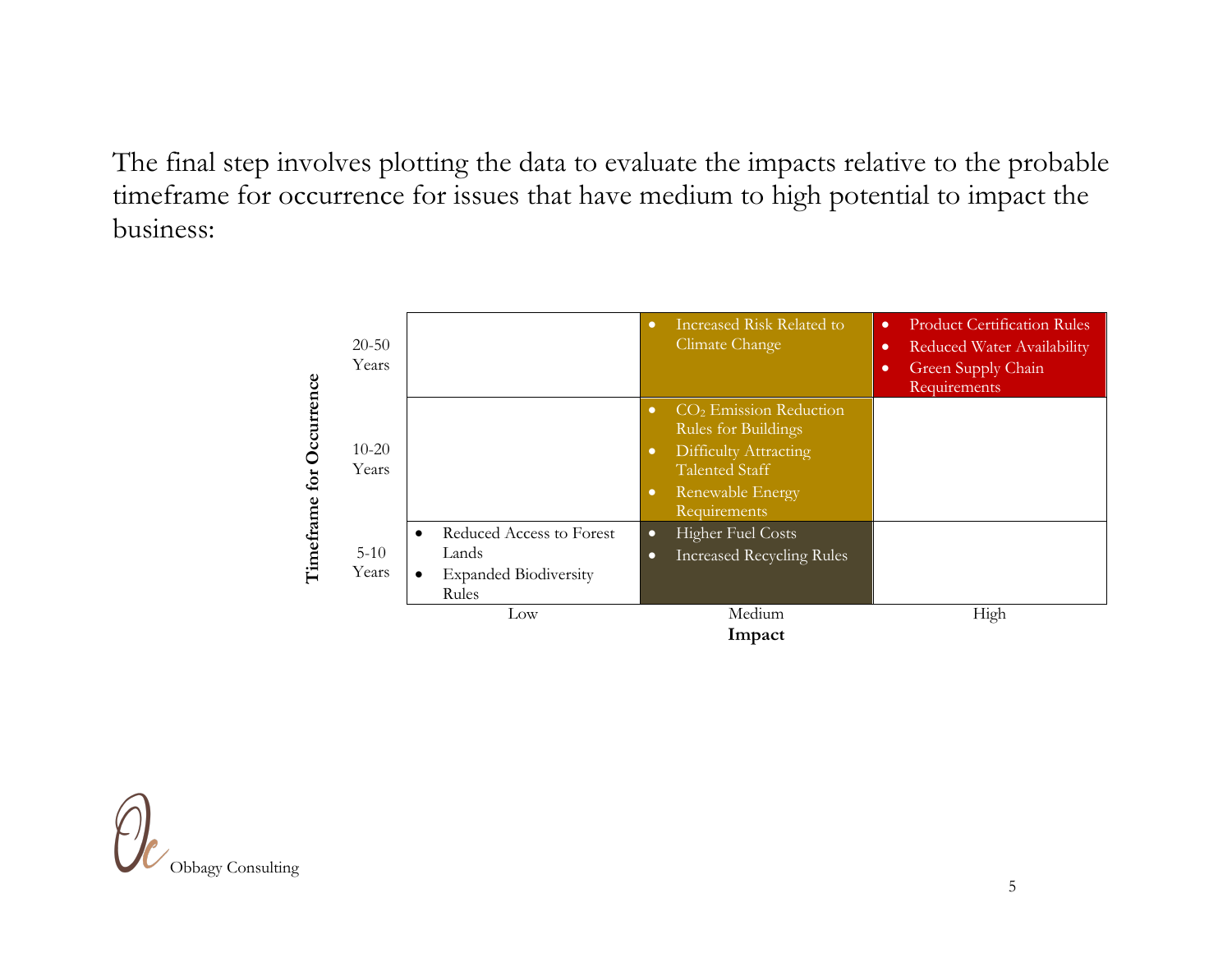The final step involves plotting the data to evaluate the impacts relative to the probable timeframe for occurrence for issues that have medium to high potential to impact the business:

| Timeframe for Occurrence | Low | Medium | High |
|---|---|---|---|
| 20-50 Years | | • Increased Risk Related to Climate Change | • Product Certification Rules<br>• Reduced Water Availability<br>• Green Supply Chain Requirements |
| 10-20 Years | | • $CO_2$ Emission Reduction Rules for Buildings<br>• Difficulty Attracting Talented Staff<br>• Renewable Energy Requirements | |
| 5-10 Years | • Reduced Access to Forest Lands<br>• Expanded Biodiversity Rules | • Higher Fuel Costs<br>• Increased Recycling Rules | |
| | **Impact** | | |

Obbagy Consulting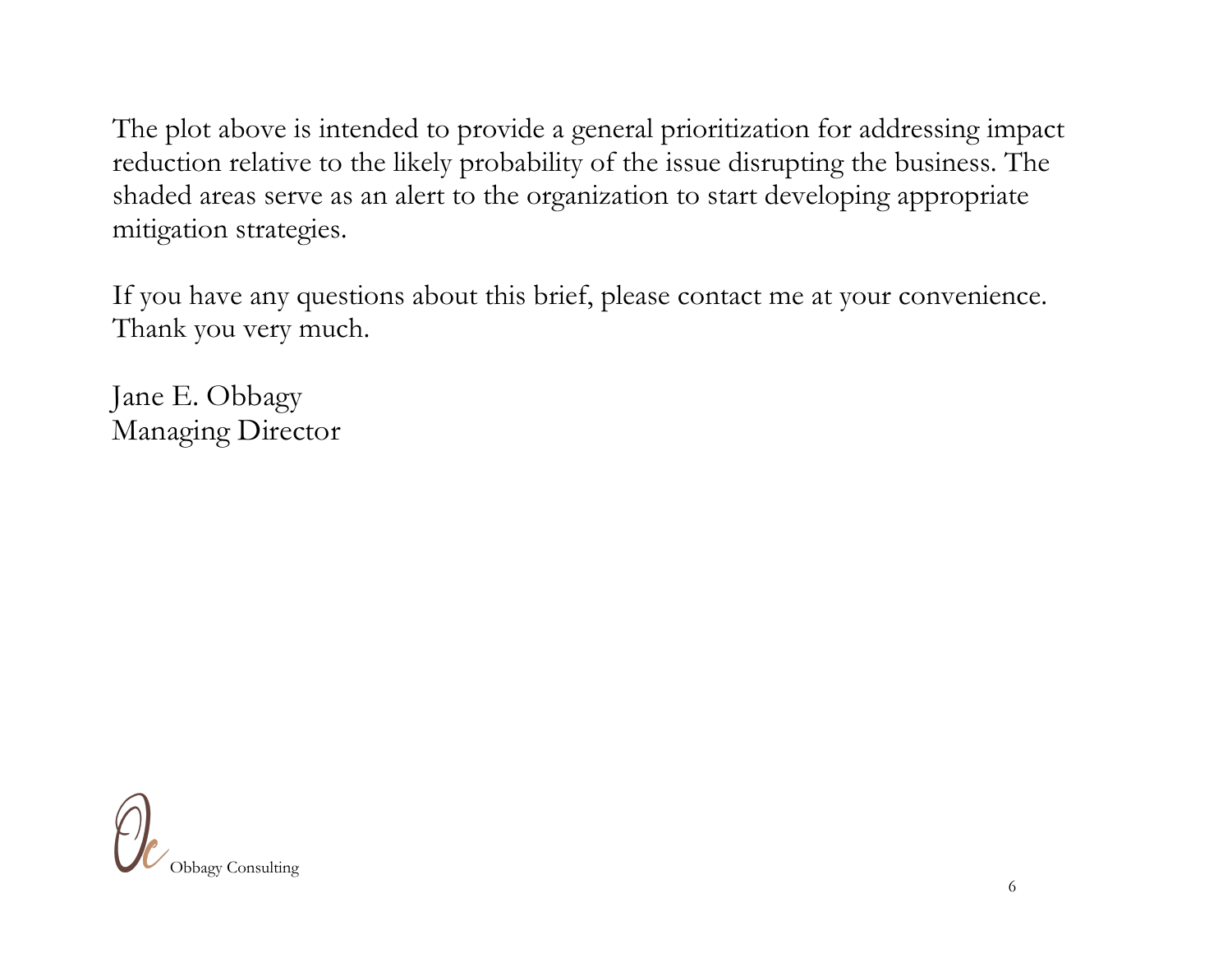The plot above is intended to provide a general prioritization for addressing impact reduction relative to the likely probability of the issue disrupting the business. The shaded areas serve as an alert to the organization to start developing appropriate mitigation strategies.

If you have any questions about this brief, please contact me at your convenience. Thank you very much.

Jane E. Obbagy
Managing Director